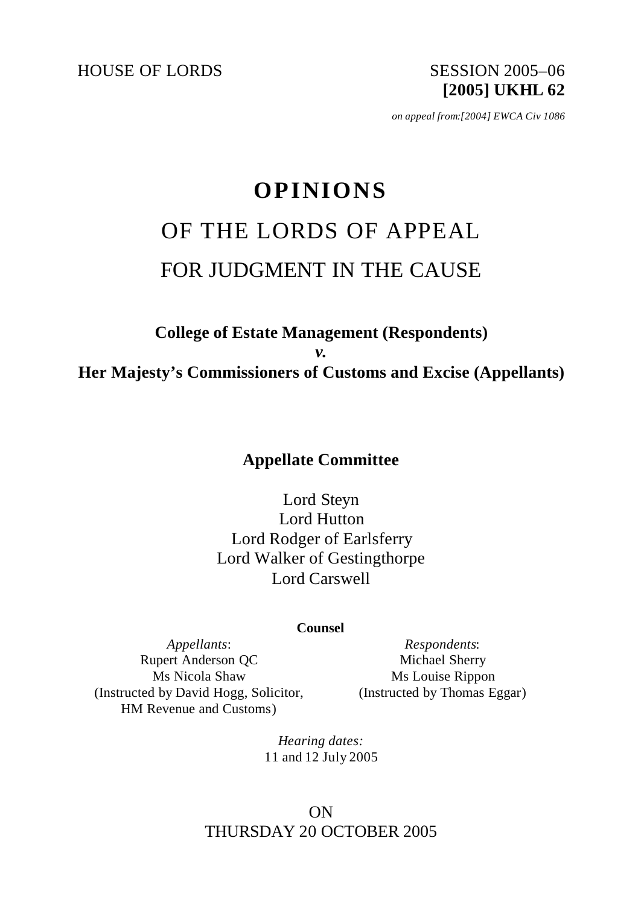HOUSE OF LORDS

SESSION 2005–06
**[2005] UKHL 62**

*on appeal from:[2004] EWCA Civ 1086*

# OPINIONS

## OF THE LORDS OF APPEAL

## FOR JUDGMENT IN THE CAUSE

**College of Estate Management (Respondents)**
***v.***
**Her Majesty's Commissioners of Customs and Excise (Appellants)**

**Appellate Committee**

Lord Steyn
Lord Hutton
Lord Rodger of Earlsferry
Lord Walker of Gestingthorpe
Lord Carswell

**Counsel**

*Appellants*:
Rupert Anderson QC
Ms Nicola Shaw
(Instructed by David Hogg, Solicitor, HM Revenue and Customs)

*Respondents*:
Michael Sherry
Ms Louise Rippon
(Instructed by Thomas Eggar)

*Hearing dates:*
11 and 12 July 2005

ON
THURSDAY 20 OCTOBER 2005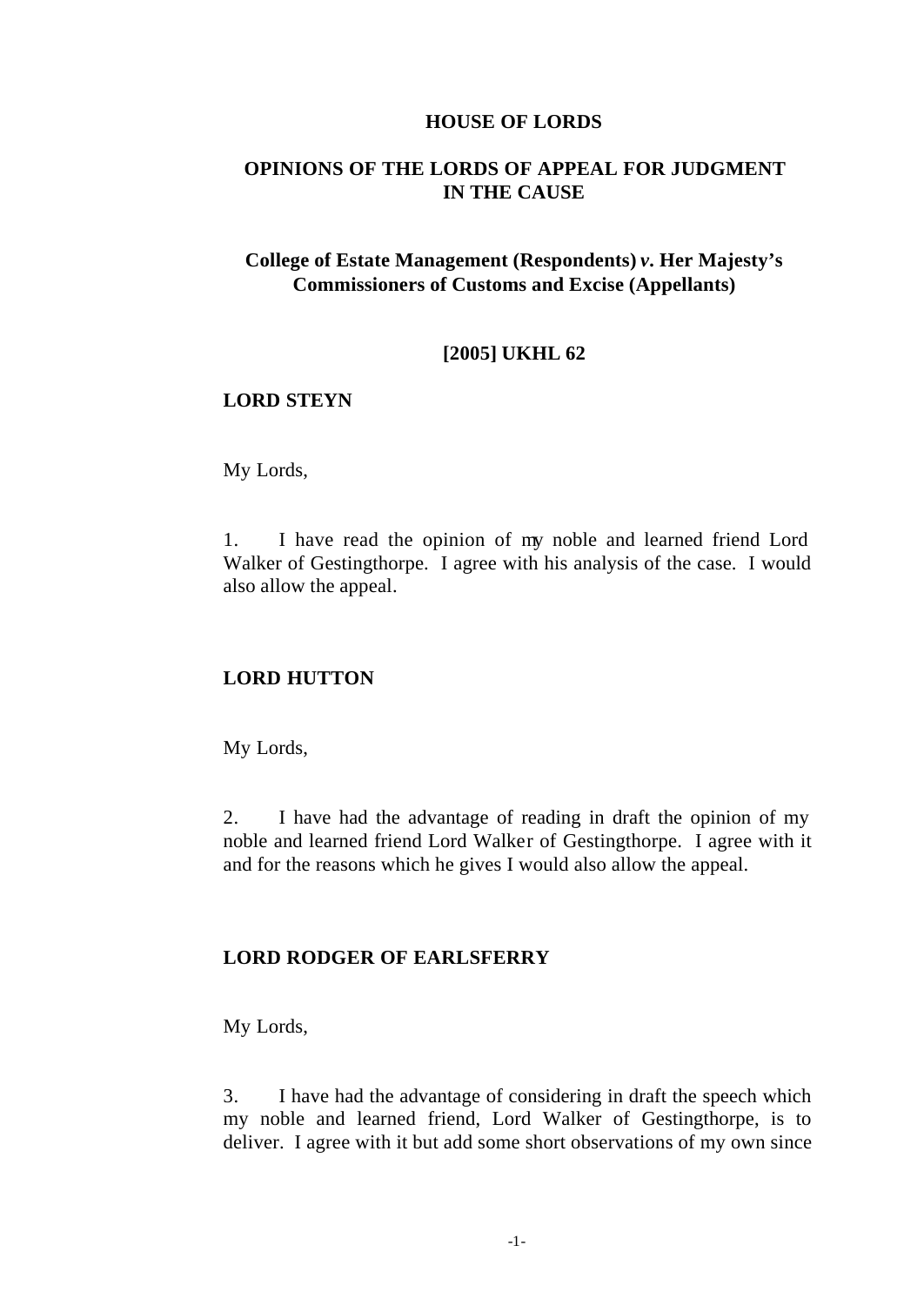**HOUSE OF LORDS**

**OPINIONS OF THE LORDS OF APPEAL FOR JUDGMENT IN THE CAUSE**

**College of Estate Management (Respondents) *v.* Her Majesty's Commissioners of Customs and Excise (Appellants)**

**[2005] UKHL 62**

**LORD STEYN**

My Lords,

1. I have read the opinion of my noble and learned friend Lord Walker of Gestingthorpe. I agree with his analysis of the case. I would also allow the appeal.

**LORD HUTTON**

My Lords,

2. I have had the advantage of reading in draft the opinion of my noble and learned friend Lord Walker of Gestingthorpe. I agree with it and for the reasons which he gives I would also allow the appeal.

**LORD RODGER OF EARLSFERRY**

My Lords,

3. I have had the advantage of considering in draft the speech which my noble and learned friend, Lord Walker of Gestingthorpe, is to deliver. I agree with it but add some short observations of my own since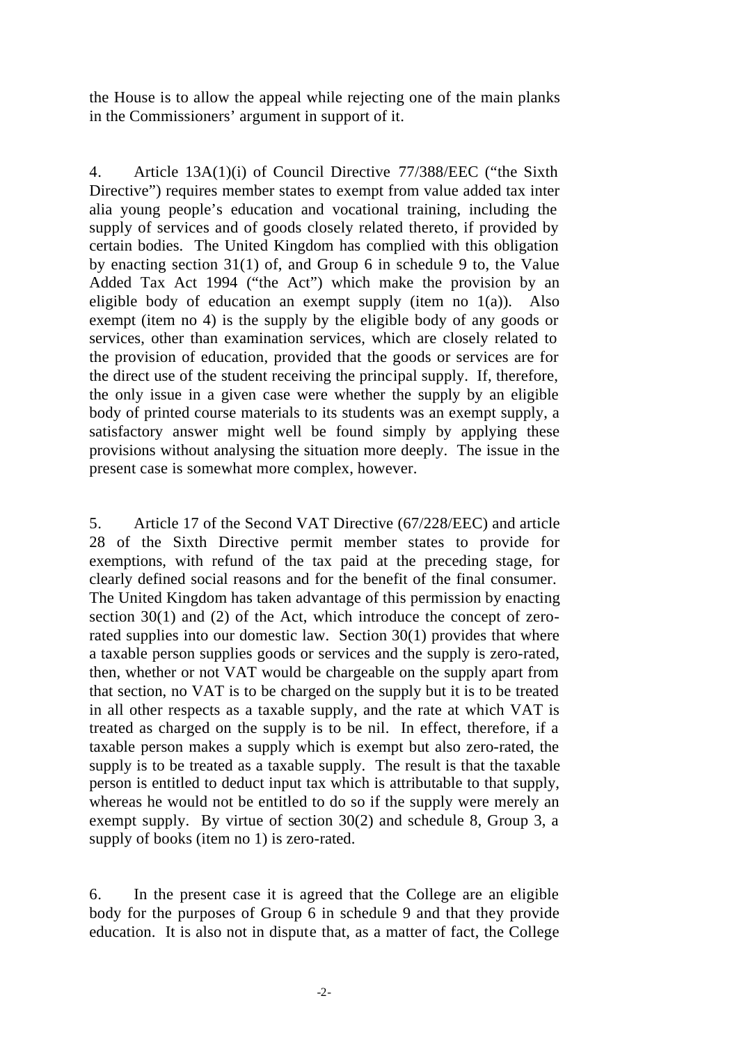the House is to allow the appeal while rejecting one of the main planks in the Commissioners' argument in support of it.

4. Article 13A(1)(i) of Council Directive 77/388/EEC ("the Sixth Directive") requires member states to exempt from value added tax inter alia young people's education and vocational training, including the supply of services and of goods closely related thereto, if provided by certain bodies. The United Kingdom has complied with this obligation by enacting section 31(1) of, and Group 6 in schedule 9 to, the Value Added Tax Act 1994 ("the Act") which make the provision by an eligible body of education an exempt supply (item no 1(a)). Also exempt (item no 4) is the supply by the eligible body of any goods or services, other than examination services, which are closely related to the provision of education, provided that the goods or services are for the direct use of the student receiving the principal supply. If, therefore, the only issue in a given case were whether the supply by an eligible body of printed course materials to its students was an exempt supply, a satisfactory answer might well be found simply by applying these provisions without analysing the situation more deeply. The issue in the present case is somewhat more complex, however.

5. Article 17 of the Second VAT Directive (67/228/EEC) and article 28 of the Sixth Directive permit member states to provide for exemptions, with refund of the tax paid at the preceding stage, for clearly defined social reasons and for the benefit of the final consumer. The United Kingdom has taken advantage of this permission by enacting section 30(1) and (2) of the Act, which introduce the concept of zero-rated supplies into our domestic law. Section 30(1) provides that where a taxable person supplies goods or services and the supply is zero-rated, then, whether or not VAT would be chargeable on the supply apart from that section, no VAT is to be charged on the supply but it is to be treated in all other respects as a taxable supply, and the rate at which VAT is treated as charged on the supply is to be nil. In effect, therefore, if a taxable person makes a supply which is exempt but also zero-rated, the supply is to be treated as a taxable supply. The result is that the taxable person is entitled to deduct input tax which is attributable to that supply, whereas he would not be entitled to do so if the supply were merely an exempt supply. By virtue of section 30(2) and schedule 8, Group 3, a supply of books (item no 1) is zero-rated.

6. In the present case it is agreed that the College are an eligible body for the purposes of Group 6 in schedule 9 and that they provide education. It is also not in dispute that, as a matter of fact, the College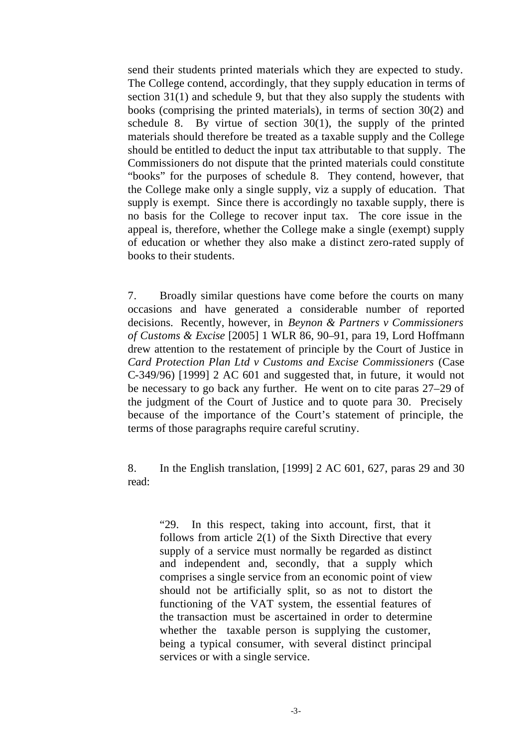send their students printed materials which they are expected to study. The College contend, accordingly, that they supply education in terms of section 31(1) and schedule 9, but that they also supply the students with books (comprising the printed materials), in terms of section 30(2) and schedule 8. By virtue of section 30(1), the supply of the printed materials should therefore be treated as a taxable supply and the College should be entitled to deduct the input tax attributable to that supply. The Commissioners do not dispute that the printed materials could constitute "books" for the purposes of schedule 8. They contend, however, that the College make only a single supply, viz a supply of education. That supply is exempt. Since there is accordingly no taxable supply, there is no basis for the College to recover input tax. The core issue in the appeal is, therefore, whether the College make a single (exempt) supply of education or whether they also make a distinct zero-rated supply of books to their students.

7. Broadly similar questions have come before the courts on many occasions and have generated a considerable number of reported decisions. Recently, however, in *Beynon & Partners v Commissioners of Customs & Excise* [2005] 1 WLR 86, 90–91, para 19, Lord Hoffmann drew attention to the restatement of principle by the Court of Justice in *Card Protection Plan Ltd v Customs and Excise Commissioners* (Case C-349/96) [1999] 2 AC 601 and suggested that, in future, it would not be necessary to go back any further. He went on to cite paras 27–29 of the judgment of the Court of Justice and to quote para 30. Precisely because of the importance of the Court's statement of principle, the terms of those paragraphs require careful scrutiny.

8. In the English translation, [1999] 2 AC 601, 627, paras 29 and 30 read:

> "29. In this respect, taking into account, first, that it follows from article 2(1) of the Sixth Directive that every supply of a service must normally be regarded as distinct and independent and, secondly, that a supply which comprises a single service from an economic point of view should not be artificially split, so as not to distort the functioning of the VAT system, the essential features of the transaction must be ascertained in order to determine whether the taxable person is supplying the customer, being a typical consumer, with several distinct principal services or with a single service.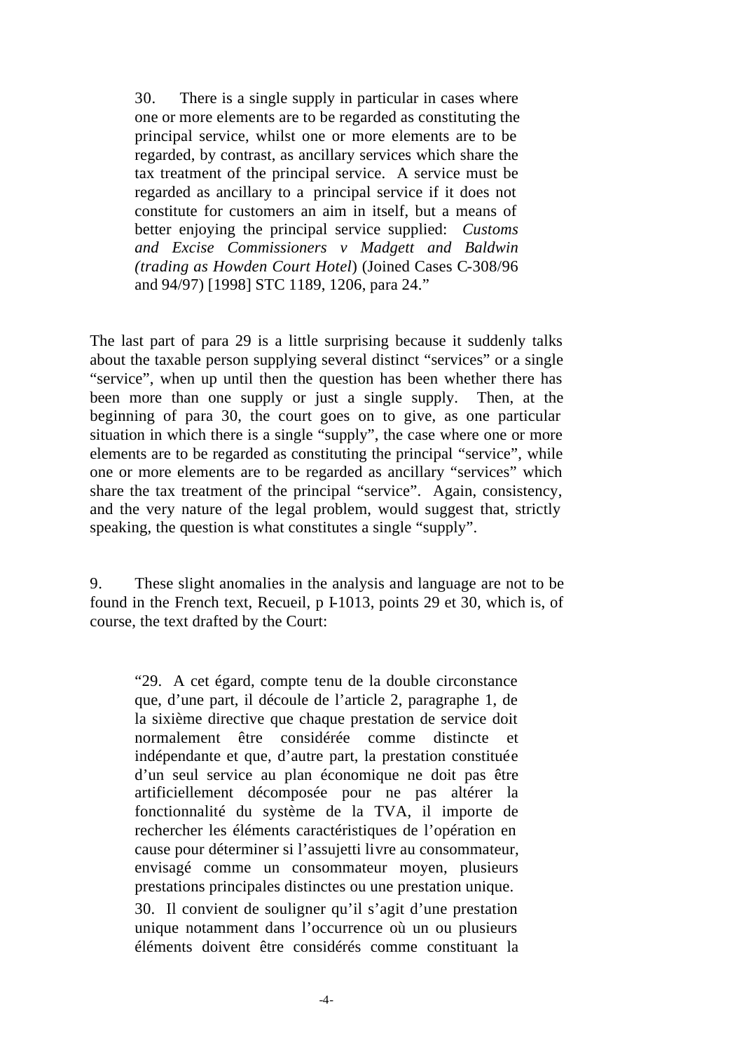> 30. There is a single supply in particular in cases where one or more elements are to be regarded as constituting the principal service, whilst one or more elements are to be regarded, by contrast, as ancillary services which share the tax treatment of the principal service. A service must be regarded as ancillary to a principal service if it does not constitute for customers an aim in itself, but a means of better enjoying the principal service supplied: *Customs and Excise Commissioners v Madgett and Baldwin (trading as Howden Court Hotel*) (Joined Cases C-308/96 and 94/97) [1998] STC 1189, 1206, para 24."

The last part of para 29 is a little surprising because it suddenly talks about the taxable person supplying several distinct "services" or a single "service", when up until then the question has been whether there has been more than one supply or just a single supply. Then, at the beginning of para 30, the court goes on to give, as one particular situation in which there is a single "supply", the case where one or more elements are to be regarded as constituting the principal "service", while one or more elements are to be regarded as ancillary "services" which share the tax treatment of the principal "service". Again, consistency, and the very nature of the legal problem, would suggest that, strictly speaking, the question is what constitutes a single "supply".

9. These slight anomalies in the analysis and language are not to be found in the French text, Recueil, p I-1013, points 29 et 30, which is, of course, the text drafted by the Court:

> "29. A cet égard, compte tenu de la double circonstance que, d'une part, il découle de l'article 2, paragraphe 1, de la sixième directive que chaque prestation de service doit normalement être considérée comme distincte et indépendante et que, d'autre part, la prestation constituée d'un seul service au plan économique ne doit pas être artificiellement décomposée pour ne pas altérer la fonctionnalité du système de la TVA, il importe de rechercher les éléments caractéristiques de l'opération en cause pour déterminer si l'assujetti livre au consommateur, envisagé comme un consommateur moyen, plusieurs prestations principales distinctes ou une prestation unique.
>
> 30. Il convient de souligner qu'il s'agit d'une prestation unique notamment dans l'occurrence où un ou plusieurs éléments doivent être considérés comme constituant la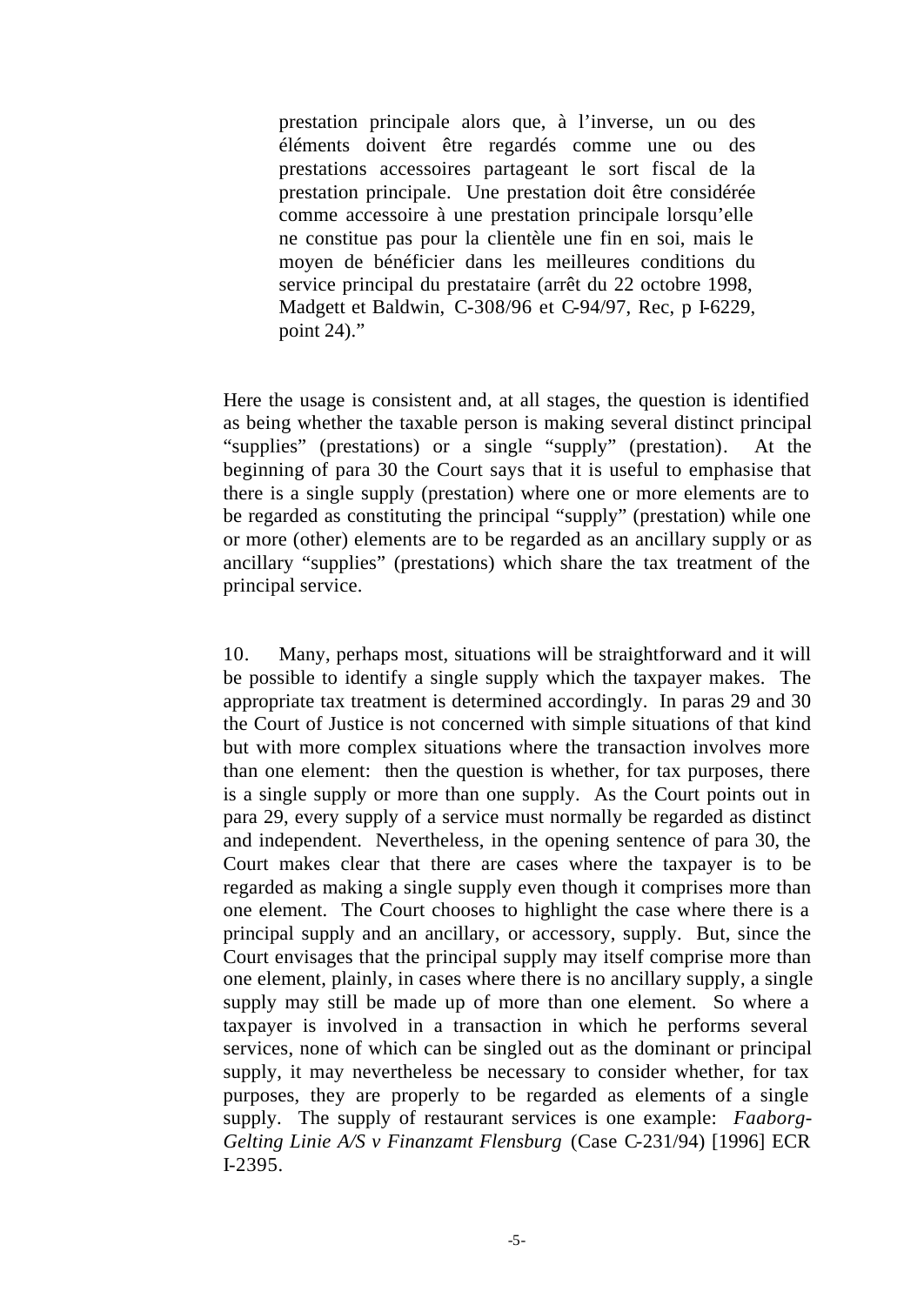> prestation principale alors que, à l'inverse, un ou des éléments doivent être regardés comme une ou des prestations accessoires partageant le sort fiscal de la prestation principale. Une prestation doit être considérée comme accessoire à une prestation principale lorsqu'elle ne constitue pas pour la clientèle une fin en soi, mais le moyen de bénéficier dans les meilleures conditions du service principal du prestataire (arrêt du 22 octobre 1998, Madgett et Baldwin, C-308/96 et C-94/97, Rec, p I-6229, point 24)."

Here the usage is consistent and, at all stages, the question is identified as being whether the taxable person is making several distinct principal "supplies" (prestations) or a single "supply" (prestation). At the beginning of para 30 the Court says that it is useful to emphasise that there is a single supply (prestation) where one or more elements are to be regarded as constituting the principal "supply" (prestation) while one or more (other) elements are to be regarded as an ancillary supply or as ancillary "supplies" (prestations) which share the tax treatment of the principal service.

10. Many, perhaps most, situations will be straightforward and it will be possible to identify a single supply which the taxpayer makes. The appropriate tax treatment is determined accordingly. In paras 29 and 30 the Court of Justice is not concerned with simple situations of that kind but with more complex situations where the transaction involves more than one element: then the question is whether, for tax purposes, there is a single supply or more than one supply. As the Court points out in para 29, every supply of a service must normally be regarded as distinct and independent. Nevertheless, in the opening sentence of para 30, the Court makes clear that there are cases where the taxpayer is to be regarded as making a single supply even though it comprises more than one element. The Court chooses to highlight the case where there is a principal supply and an ancillary, or accessory, supply. But, since the Court envisages that the principal supply may itself comprise more than one element, plainly, in cases where there is no ancillary supply, a single supply may still be made up of more than one element. So where a taxpayer is involved in a transaction in which he performs several services, none of which can be singled out as the dominant or principal supply, it may nevertheless be necessary to consider whether, for tax purposes, they are properly to be regarded as elements of a single supply. The supply of restaurant services is one example: *Faaborg-Gelting Linie A/S v Finanzamt Flensburg* (Case C-231/94) [1996] ECR I-2395.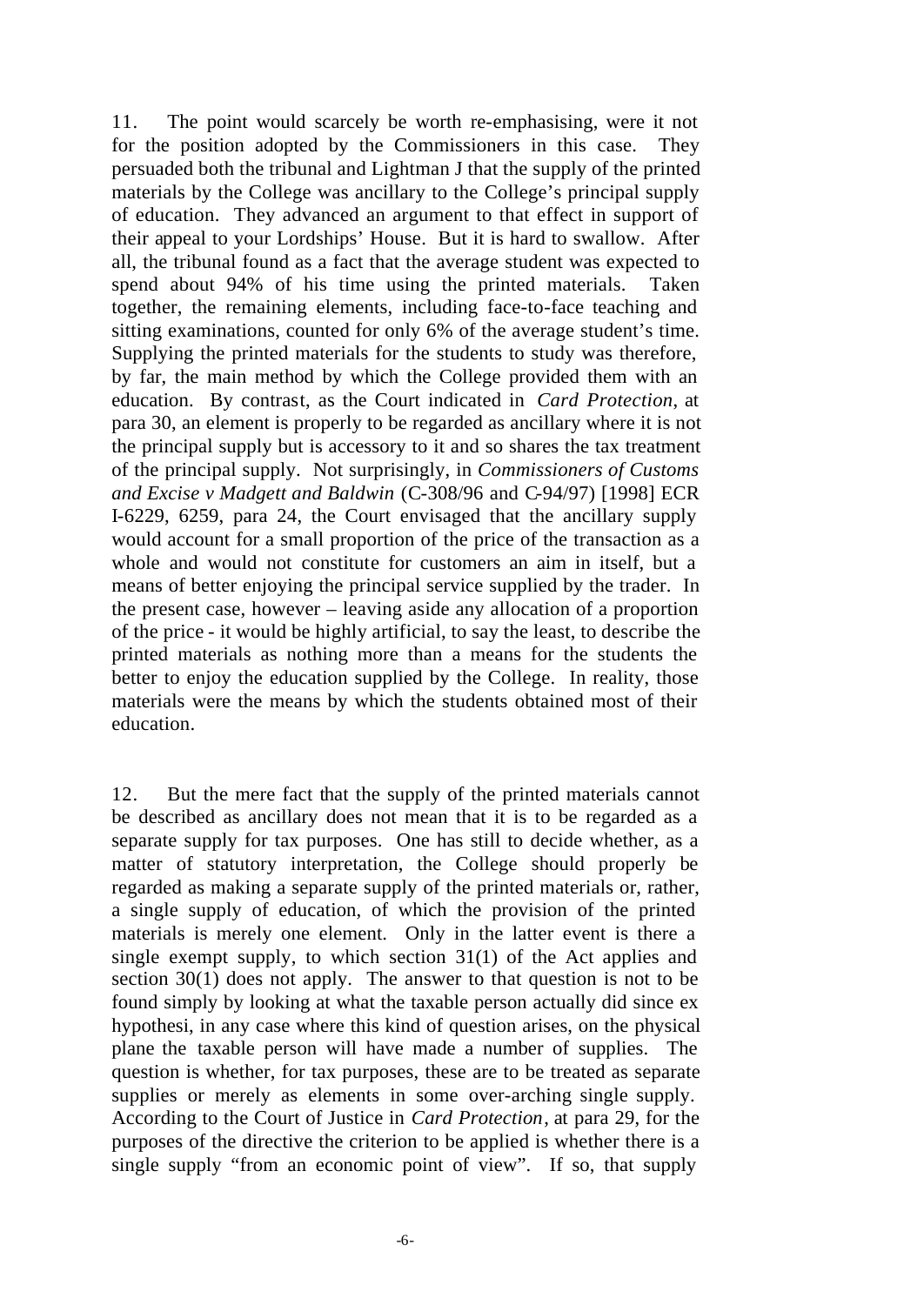11. The point would scarcely be worth re-emphasising, were it not for the position adopted by the Commissioners in this case. They persuaded both the tribunal and Lightman J that the supply of the printed materials by the College was ancillary to the College's principal supply of education. They advanced an argument to that effect in support of their appeal to your Lordships' House. But it is hard to swallow. After all, the tribunal found as a fact that the average student was expected to spend about 94% of his time using the printed materials. Taken together, the remaining elements, including face-to-face teaching and sitting examinations, counted for only 6% of the average student's time. Supplying the printed materials for the students to study was therefore, by far, the main method by which the College provided them with an education. By contrast, as the Court indicated in *Card Protection*, at para 30, an element is properly to be regarded as ancillary where it is not the principal supply but is accessory to it and so shares the tax treatment of the principal supply. Not surprisingly, in *Commissioners of Customs and Excise v Madgett and Baldwin* (C-308/96 and C-94/97) [1998] ECR I-6229, 6259, para 24, the Court envisaged that the ancillary supply would account for a small proportion of the price of the transaction as a whole and would not constitute for customers an aim in itself, but a means of better enjoying the principal service supplied by the trader. In the present case, however – leaving aside any allocation of a proportion of the price - it would be highly artificial, to say the least, to describe the printed materials as nothing more than a means for the students the better to enjoy the education supplied by the College. In reality, those materials were the means by which the students obtained most of their education.

12. But the mere fact that the supply of the printed materials cannot be described as ancillary does not mean that it is to be regarded as a separate supply for tax purposes. One has still to decide whether, as a matter of statutory interpretation, the College should properly be regarded as making a separate supply of the printed materials or, rather, a single supply of education, of which the provision of the printed materials is merely one element. Only in the latter event is there a single exempt supply, to which section 31(1) of the Act applies and section 30(1) does not apply. The answer to that question is not to be found simply by looking at what the taxable person actually did since ex hypothesi, in any case where this kind of question arises, on the physical plane the taxable person will have made a number of supplies. The question is whether, for tax purposes, these are to be treated as separate supplies or merely as elements in some over-arching single supply. According to the Court of Justice in *Card Protection*, at para 29, for the purposes of the directive the criterion to be applied is whether there is a single supply "from an economic point of view". If so, that supply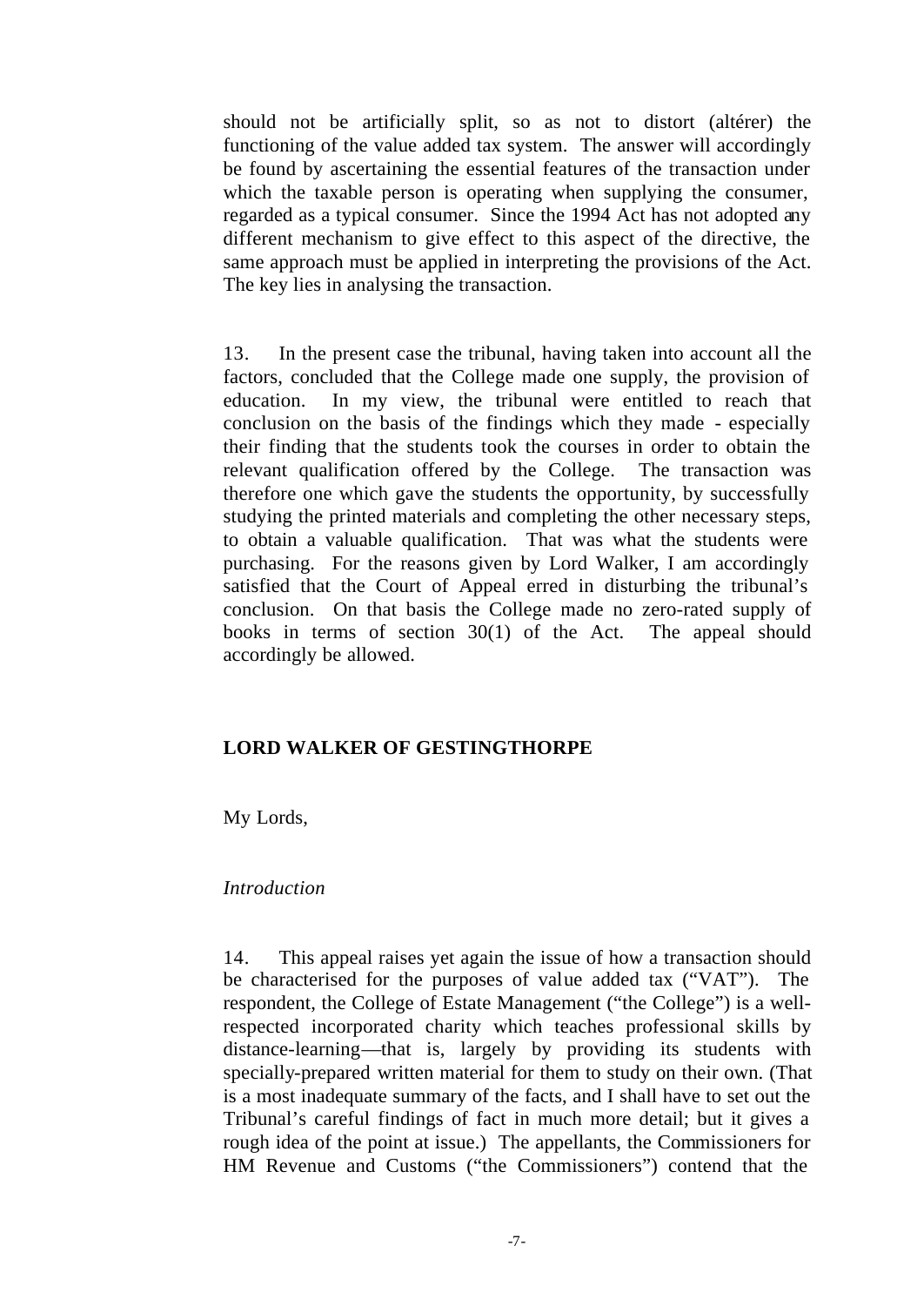should not be artificially split, so as not to distort (altérer) the functioning of the value added tax system. The answer will accordingly be found by ascertaining the essential features of the transaction under which the taxable person is operating when supplying the consumer, regarded as a typical consumer. Since the 1994 Act has not adopted any different mechanism to give effect to this aspect of the directive, the same approach must be applied in interpreting the provisions of the Act. The key lies in analysing the transaction.

13. In the present case the tribunal, having taken into account all the factors, concluded that the College made one supply, the provision of education. In my view, the tribunal were entitled to reach that conclusion on the basis of the findings which they made - especially their finding that the students took the courses in order to obtain the relevant qualification offered by the College. The transaction was therefore one which gave the students the opportunity, by successfully studying the printed materials and completing the other necessary steps, to obtain a valuable qualification. That was what the students were purchasing. For the reasons given by Lord Walker, I am accordingly satisfied that the Court of Appeal erred in disturbing the tribunal's conclusion. On that basis the College made no zero-rated supply of books in terms of section 30(1) of the Act. The appeal should accordingly be allowed.

**LORD WALKER OF GESTINGTHORPE**

My Lords,

*Introduction*

14. This appeal raises yet again the issue of how a transaction should be characterised for the purposes of value added tax ("VAT"). The respondent, the College of Estate Management ("the College") is a well-respected incorporated charity which teaches professional skills by distance-learning—that is, largely by providing its students with specially-prepared written material for them to study on their own. (That is a most inadequate summary of the facts, and I shall have to set out the Tribunal's careful findings of fact in much more detail; but it gives a rough idea of the point at issue.) The appellants, the Commissioners for HM Revenue and Customs ("the Commissioners") contend that the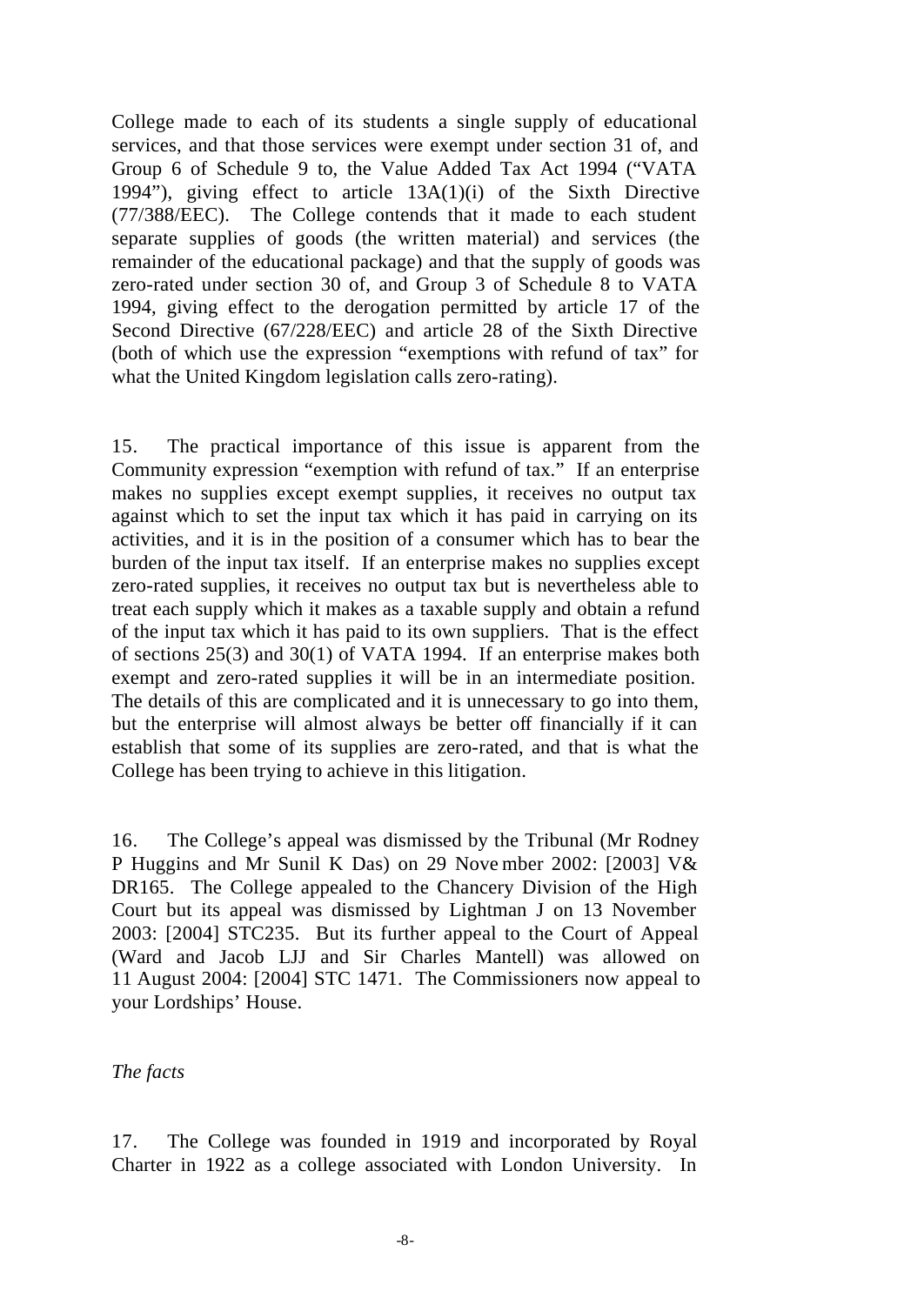College made to each of its students a single supply of educational services, and that those services were exempt under section 31 of, and Group 6 of Schedule 9 to, the Value Added Tax Act 1994 ("VATA 1994"), giving effect to article 13A(1)(i) of the Sixth Directive (77/388/EEC). The College contends that it made to each student separate supplies of goods (the written material) and services (the remainder of the educational package) and that the supply of goods was zero-rated under section 30 of, and Group 3 of Schedule 8 to VATA 1994, giving effect to the derogation permitted by article 17 of the Second Directive (67/228/EEC) and article 28 of the Sixth Directive (both of which use the expression "exemptions with refund of tax" for what the United Kingdom legislation calls zero-rating).

15. The practical importance of this issue is apparent from the Community expression "exemption with refund of tax." If an enterprise makes no supplies except exempt supplies, it receives no output tax against which to set the input tax which it has paid in carrying on its activities, and it is in the position of a consumer which has to bear the burden of the input tax itself. If an enterprise makes no supplies except zero-rated supplies, it receives no output tax but is nevertheless able to treat each supply which it makes as a taxable supply and obtain a refund of the input tax which it has paid to its own suppliers. That is the effect of sections 25(3) and 30(1) of VATA 1994. If an enterprise makes both exempt and zero-rated supplies it will be in an intermediate position. The details of this are complicated and it is unnecessary to go into them, but the enterprise will almost always be better off financially if it can establish that some of its supplies are zero-rated, and that is what the College has been trying to achieve in this litigation.

16. The College's appeal was dismissed by the Tribunal (Mr Rodney P Huggins and Mr Sunil K Das) on 29 November 2002: [2003] V&DR165. The College appealed to the Chancery Division of the High Court but its appeal was dismissed by Lightman J on 13 November 2003: [2004] STC235. But its further appeal to the Court of Appeal (Ward and Jacob LJJ and Sir Charles Mantell) was allowed on 11 August 2004: [2004] STC 1471. The Commissioners now appeal to your Lordships' House.

*The facts*

17. The College was founded in 1919 and incorporated by Royal Charter in 1922 as a college associated with London University. In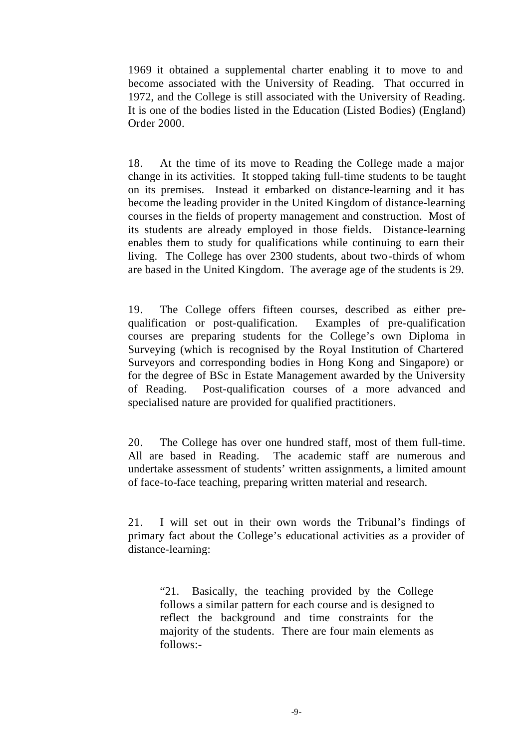1969 it obtained a supplemental charter enabling it to move to and become associated with the University of Reading. That occurred in 1972, and the College is still associated with the University of Reading. It is one of the bodies listed in the Education (Listed Bodies) (England) Order 2000.

18. At the time of its move to Reading the College made a major change in its activities. It stopped taking full-time students to be taught on its premises. Instead it embarked on distance-learning and it has become the leading provider in the United Kingdom of distance-learning courses in the fields of property management and construction. Most of its students are already employed in those fields. Distance-learning enables them to study for qualifications while continuing to earn their living. The College has over 2300 students, about two-thirds of whom are based in the United Kingdom. The average age of the students is 29.

19. The College offers fifteen courses, described as either pre-qualification or post-qualification. Examples of pre-qualification courses are preparing students for the College's own Diploma in Surveying (which is recognised by the Royal Institution of Chartered Surveyors and corresponding bodies in Hong Kong and Singapore) or for the degree of BSc in Estate Management awarded by the University of Reading. Post-qualification courses of a more advanced and specialised nature are provided for qualified practitioners.

20. The College has over one hundred staff, most of them full-time. All are based in Reading. The academic staff are numerous and undertake assessment of students' written assignments, a limited amount of face-to-face teaching, preparing written material and research.

21. I will set out in their own words the Tribunal's findings of primary fact about the College's educational activities as a provider of distance-learning:

> "21. Basically, the teaching provided by the College follows a similar pattern for each course and is designed to reflect the background and time constraints for the majority of the students. There are four main elements as follows:-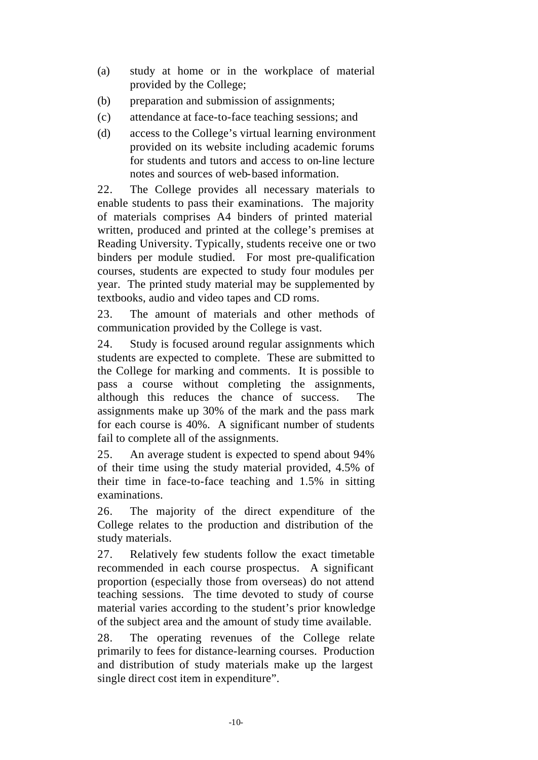(a) study at home or in the workplace of material provided by the College;

(b) preparation and submission of assignments;

(c) attendance at face-to-face teaching sessions; and

(d) access to the College's virtual learning environment provided on its website including academic forums for students and tutors and access to on-line lecture notes and sources of web-based information.

22. The College provides all necessary materials to enable students to pass their examinations. The majority of materials comprises A4 binders of printed material written, produced and printed at the college's premises at Reading University. Typically, students receive one or two binders per module studied. For most pre-qualification courses, students are expected to study four modules per year. The printed study material may be supplemented by textbooks, audio and video tapes and CD roms.

23. The amount of materials and other methods of communication provided by the College is vast.

24. Study is focused around regular assignments which students are expected to complete. These are submitted to the College for marking and comments. It is possible to pass a course without completing the assignments, although this reduces the chance of success. The assignments make up 30% of the mark and the pass mark for each course is 40%. A significant number of students fail to complete all of the assignments.

25. An average student is expected to spend about 94% of their time using the study material provided, 4.5% of their time in face-to-face teaching and 1.5% in sitting examinations.

26. The majority of the direct expenditure of the College relates to the production and distribution of the study materials.

27. Relatively few students follow the exact timetable recommended in each course prospectus. A significant proportion (especially those from overseas) do not attend teaching sessions. The time devoted to study of course material varies according to the student's prior knowledge of the subject area and the amount of study time available.

28. The operating revenues of the College relate primarily to fees for distance-learning courses. Production and distribution of study materials make up the largest single direct cost item in expenditure".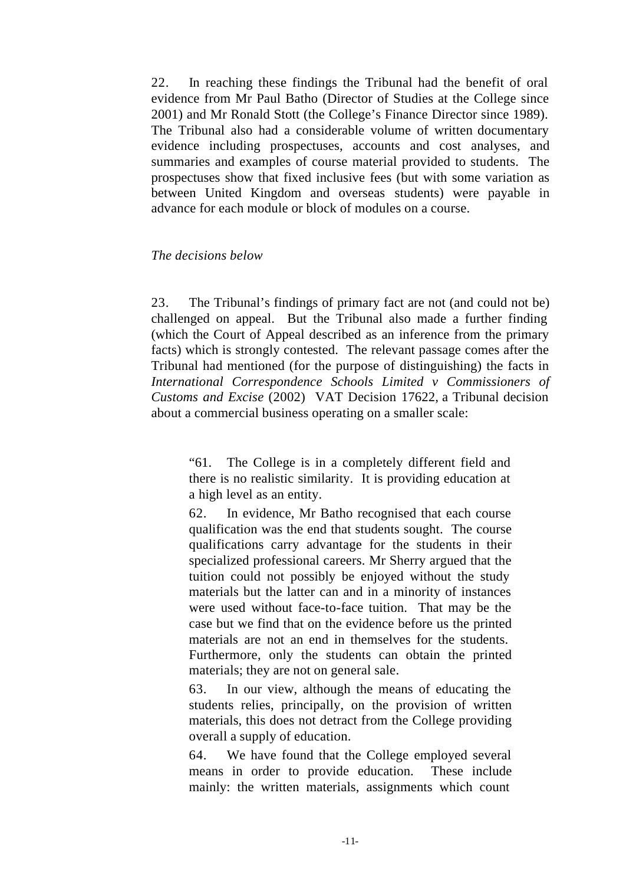22. In reaching these findings the Tribunal had the benefit of oral evidence from Mr Paul Batho (Director of Studies at the College since 2001) and Mr Ronald Stott (the College's Finance Director since 1989). The Tribunal also had a considerable volume of written documentary evidence including prospectuses, accounts and cost analyses, and summaries and examples of course material provided to students. The prospectuses show that fixed inclusive fees (but with some variation as between United Kingdom and overseas students) were payable in advance for each module or block of modules on a course.

*The decisions below*

23. The Tribunal's findings of primary fact are not (and could not be) challenged on appeal. But the Tribunal also made a further finding (which the Court of Appeal described as an inference from the primary facts) which is strongly contested. The relevant passage comes after the Tribunal had mentioned (for the purpose of distinguishing) the facts in *International Correspondence Schools Limited v Commissioners of Customs and Excise* (2002) VAT Decision 17622, a Tribunal decision about a commercial business operating on a smaller scale:

> "61. The College is in a completely different field and there is no realistic similarity. It is providing education at a high level as an entity.
>
> 62. In evidence, Mr Batho recognised that each course qualification was the end that students sought. The course qualifications carry advantage for the students in their specialized professional careers. Mr Sherry argued that the tuition could not possibly be enjoyed without the study materials but the latter can and in a minority of instances were used without face-to-face tuition. That may be the case but we find that on the evidence before us the printed materials are not an end in themselves for the students. Furthermore, only the students can obtain the printed materials; they are not on general sale.
>
> 63. In our view, although the means of educating the students relies, principally, on the provision of written materials, this does not detract from the College providing overall a supply of education.
>
> 64. We have found that the College employed several means in order to provide education. These include mainly: the written materials, assignments which count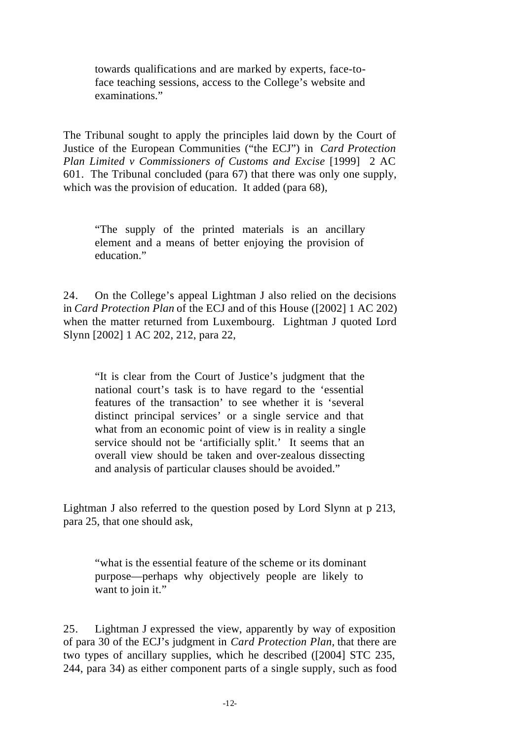> towards qualifications and are marked by experts, face-to-face teaching sessions, access to the College's website and examinations."

The Tribunal sought to apply the principles laid down by the Court of Justice of the European Communities ("the ECJ") in *Card Protection Plan Limited v Commissioners of Customs and Excise* [1999] 2 AC 601. The Tribunal concluded (para 67) that there was only one supply, which was the provision of education. It added (para 68),

> "The supply of the printed materials is an ancillary element and a means of better enjoying the provision of education."

24. On the College's appeal Lightman J also relied on the decisions in *Card Protection Plan* of the ECJ and of this House ([2002] 1 AC 202) when the matter returned from Luxembourg. Lightman J quoted Lord Slynn [2002] 1 AC 202, 212, para 22,

> "It is clear from the Court of Justice's judgment that the national court's task is to have regard to the 'essential features of the transaction' to see whether it is 'several distinct principal services' or a single service and that what from an economic point of view is in reality a single service should not be 'artificially split.' It seems that an overall view should be taken and over-zealous dissecting and analysis of particular clauses should be avoided."

Lightman J also referred to the question posed by Lord Slynn at p 213, para 25, that one should ask,

> "what is the essential feature of the scheme or its dominant purpose—perhaps why objectively people are likely to want to join it."

25. Lightman J expressed the view, apparently by way of exposition of para 30 of the ECJ's judgment in *Card Protection Plan*, that there are two types of ancillary supplies, which he described ([2004] STC 235, 244, para 34) as either component parts of a single supply, such as food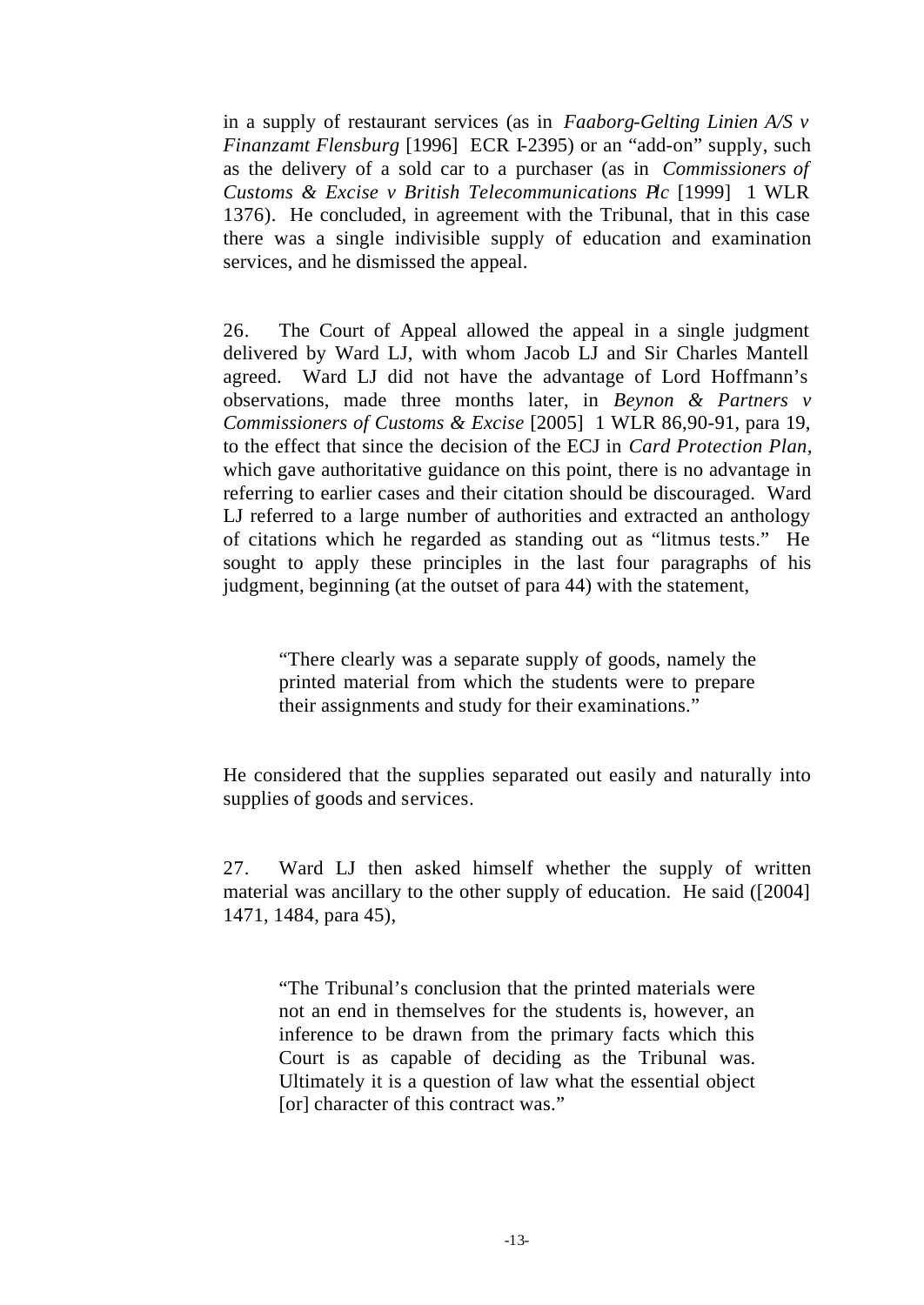in a supply of restaurant services (as in *Faaborg-Gelting Linien A/S v Finanzamt Flensburg* [1996] ECR I-2395) or an "add-on" supply, such as the delivery of a sold car to a purchaser (as in *Commissioners of Customs & Excise v British Telecommunications Plc* [1999] 1 WLR 1376). He concluded, in agreement with the Tribunal, that in this case there was a single indivisible supply of education and examination services, and he dismissed the appeal.

26. The Court of Appeal allowed the appeal in a single judgment delivered by Ward LJ, with whom Jacob LJ and Sir Charles Mantell agreed. Ward LJ did not have the advantage of Lord Hoffmann's observations, made three months later, in *Beynon & Partners v Commissioners of Customs & Excise* [2005] 1 WLR 86,90-91, para 19, to the effect that since the decision of the ECJ in *Card Protection Plan*, which gave authoritative guidance on this point, there is no advantage in referring to earlier cases and their citation should be discouraged. Ward LJ referred to a large number of authorities and extracted an anthology of citations which he regarded as standing out as "litmus tests." He sought to apply these principles in the last four paragraphs of his judgment, beginning (at the outset of para 44) with the statement,

> "There clearly was a separate supply of goods, namely the printed material from which the students were to prepare their assignments and study for their examinations."

He considered that the supplies separated out easily and naturally into supplies of goods and services.

27. Ward LJ then asked himself whether the supply of written material was ancillary to the other supply of education. He said ([2004] 1471, 1484, para 45),

> "The Tribunal's conclusion that the printed materials were not an end in themselves for the students is, however, an inference to be drawn from the primary facts which this Court is as capable of deciding as the Tribunal was. Ultimately it is a question of law what the essential object [or] character of this contract was."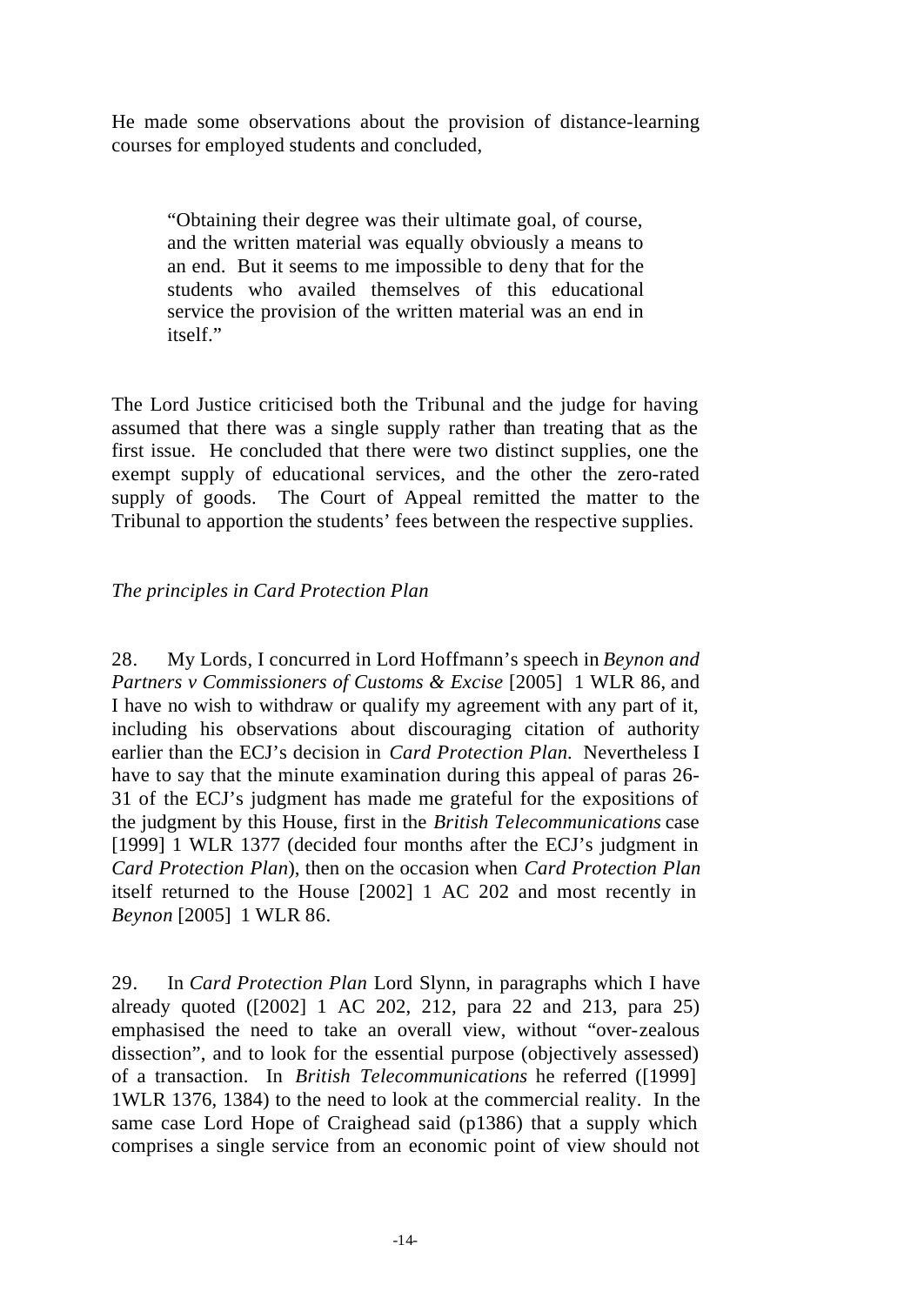He made some observations about the provision of distance-learning courses for employed students and concluded,

> "Obtaining their degree was their ultimate goal, of course, and the written material was equally obviously a means to an end. But it seems to me impossible to deny that for the students who availed themselves of this educational service the provision of the written material was an end in itself."

The Lord Justice criticised both the Tribunal and the judge for having assumed that there was a single supply rather than treating that as the first issue. He concluded that there were two distinct supplies, one the exempt supply of educational services, and the other the zero-rated supply of goods. The Court of Appeal remitted the matter to the Tribunal to apportion the students' fees between the respective supplies.

*The principles in Card Protection Plan*

28. My Lords, I concurred in Lord Hoffmann's speech in *Beynon and Partners v Commissioners of Customs & Excise* [2005] 1 WLR 86, and I have no wish to withdraw or qualify my agreement with any part of it, including his observations about discouraging citation of authority earlier than the ECJ's decision in *Card Protection Plan.* Nevertheless I have to say that the minute examination during this appeal of paras 26-31 of the ECJ's judgment has made me grateful for the expositions of the judgment by this House, first in the *British Telecommunications* case [1999] 1 WLR 1377 (decided four months after the ECJ's judgment in *Card Protection Plan*), then on the occasion when *Card Protection Plan* itself returned to the House [2002] 1 AC 202 and most recently in *Beynon* [2005] 1 WLR 86.

29. In *Card Protection Plan* Lord Slynn, in paragraphs which I have already quoted ([2002] 1 AC 202, 212, para 22 and 213, para 25) emphasised the need to take an overall view, without "over-zealous dissection", and to look for the essential purpose (objectively assessed) of a transaction. In *British Telecommunications* he referred ([1999] 1WLR 1376, 1384) to the need to look at the commercial reality. In the same case Lord Hope of Craighead said (p1386) that a supply which comprises a single service from an economic point of view should not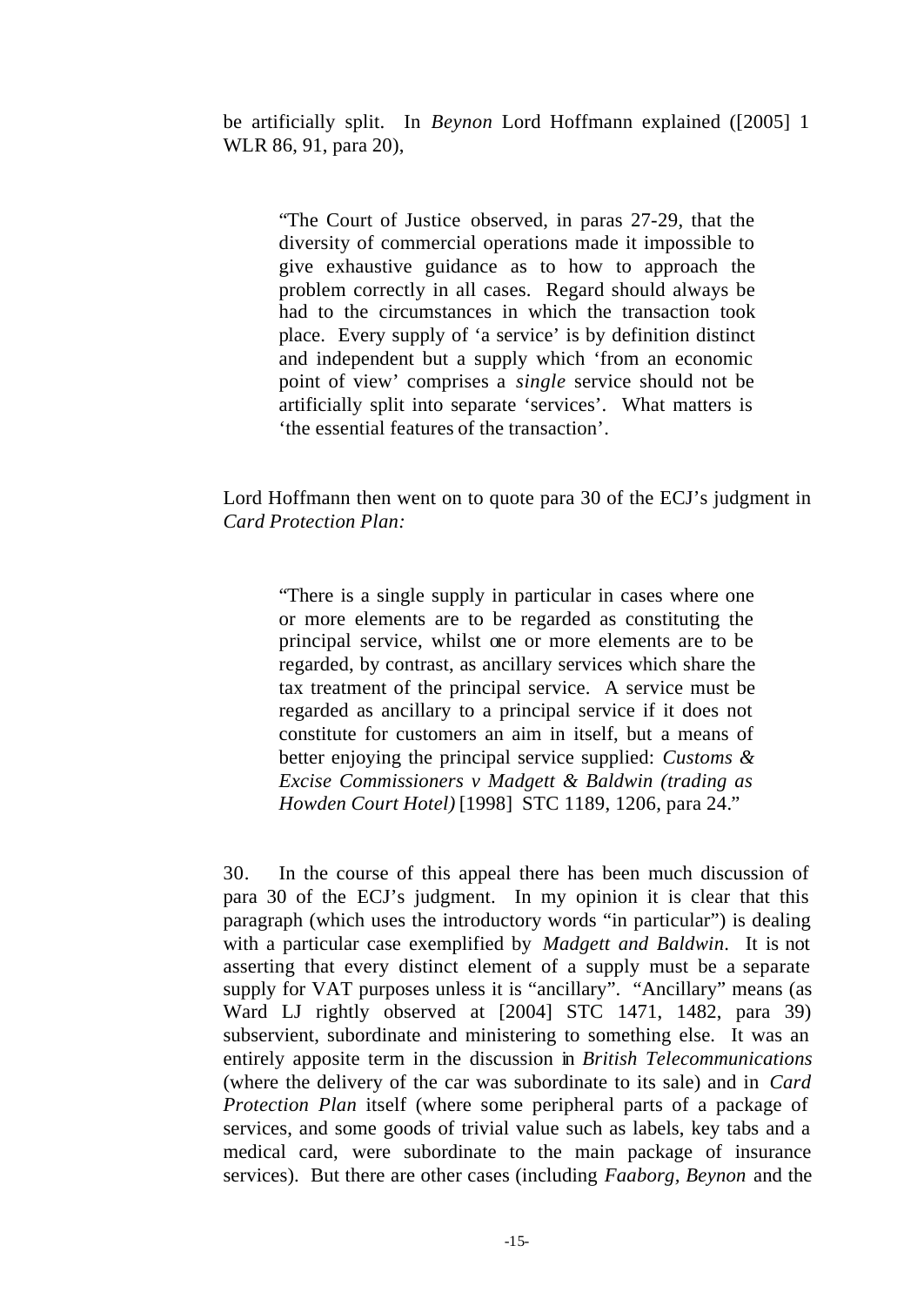be artificially split. In *Beynon* Lord Hoffmann explained ([2005] 1 WLR 86, 91, para 20),

> "The Court of Justice observed, in paras 27-29, that the diversity of commercial operations made it impossible to give exhaustive guidance as to how to approach the problem correctly in all cases. Regard should always be had to the circumstances in which the transaction took place. Every supply of 'a service' is by definition distinct and independent but a supply which 'from an economic point of view' comprises a *single* service should not be artificially split into separate 'services'. What matters is 'the essential features of the transaction'.

Lord Hoffmann then went on to quote para 30 of the ECJ's judgment in *Card Protection Plan:*

> "There is a single supply in particular in cases where one or more elements are to be regarded as constituting the principal service, whilst one or more elements are to be regarded, by contrast, as ancillary services which share the tax treatment of the principal service. A service must be regarded as ancillary to a principal service if it does not constitute for customers an aim in itself, but a means of better enjoying the principal service supplied: *Customs & Excise Commissioners v Madgett & Baldwin (trading as Howden Court Hotel)* [1998] STC 1189, 1206, para 24."

30. In the course of this appeal there has been much discussion of para 30 of the ECJ's judgment. In my opinion it is clear that this paragraph (which uses the introductory words "in particular") is dealing with a particular case exemplified by *Madgett and Baldwin*. It is not asserting that every distinct element of a supply must be a separate supply for VAT purposes unless it is "ancillary". "Ancillary" means (as Ward LJ rightly observed at [2004] STC 1471, 1482, para 39) subservient, subordinate and ministering to something else. It was an entirely apposite term in the discussion in *British Telecommunications* (where the delivery of the car was subordinate to its sale) and in *Card Protection Plan* itself (where some peripheral parts of a package of services, and some goods of trivial value such as labels, key tabs and a medical card, were subordinate to the main package of insurance services). But there are other cases (including *Faaborg*, *Beynon* and the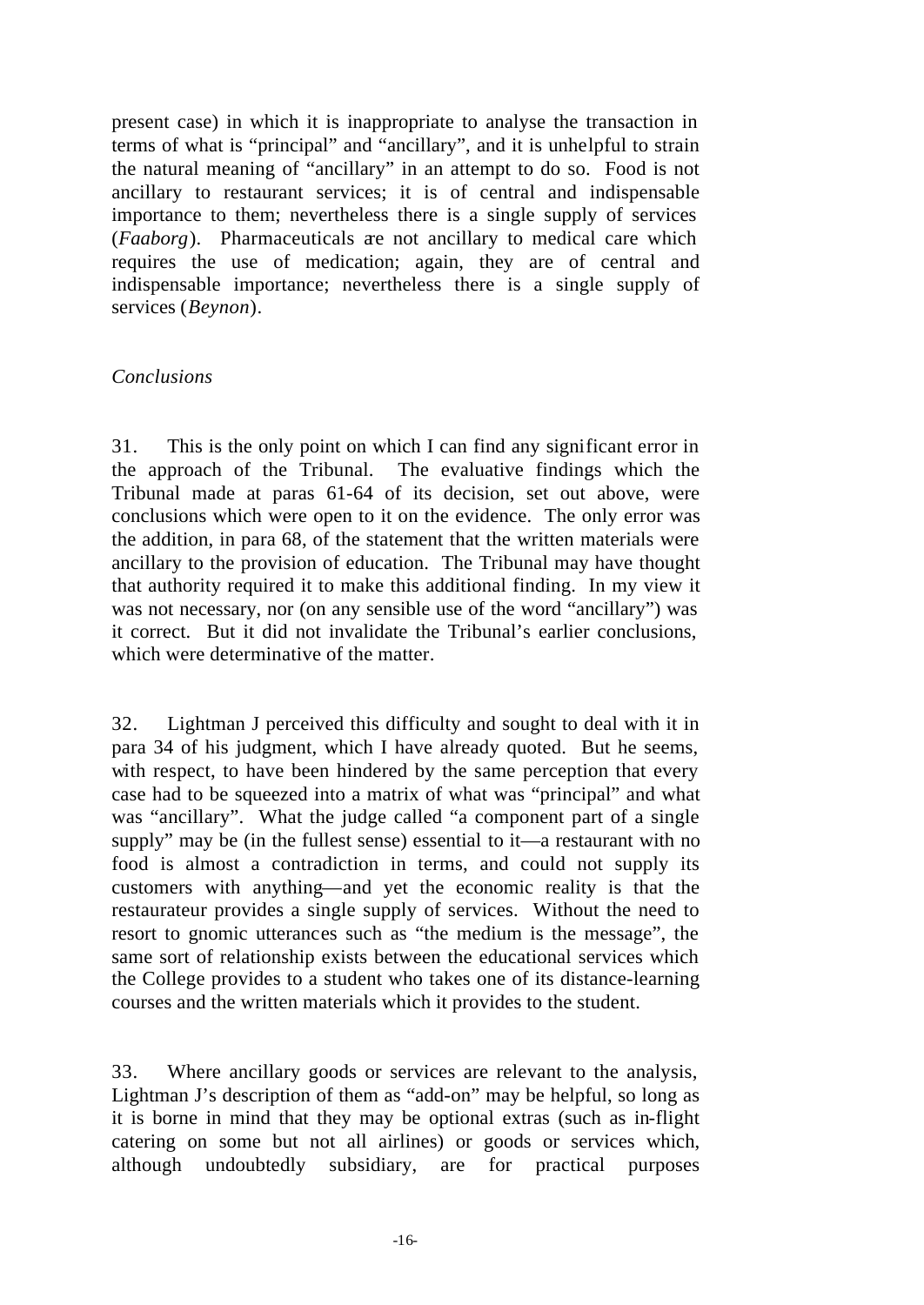present case) in which it is inappropriate to analyse the transaction in terms of what is "principal" and "ancillary", and it is unhelpful to strain the natural meaning of "ancillary" in an attempt to do so. Food is not ancillary to restaurant services; it is of central and indispensable importance to them; nevertheless there is a single supply of services (*Faaborg*). Pharmaceuticals are not ancillary to medical care which requires the use of medication; again, they are of central and indispensable importance; nevertheless there is a single supply of services (*Beynon*).

*Conclusions*

31. This is the only point on which I can find any significant error in the approach of the Tribunal. The evaluative findings which the Tribunal made at paras 61-64 of its decision, set out above, were conclusions which were open to it on the evidence. The only error was the addition, in para 68, of the statement that the written materials were ancillary to the provision of education. The Tribunal may have thought that authority required it to make this additional finding. In my view it was not necessary, nor (on any sensible use of the word "ancillary") was it correct. But it did not invalidate the Tribunal's earlier conclusions, which were determinative of the matter.

32. Lightman J perceived this difficulty and sought to deal with it in para 34 of his judgment, which I have already quoted. But he seems, with respect, to have been hindered by the same perception that every case had to be squeezed into a matrix of what was "principal" and what was "ancillary". What the judge called "a component part of a single supply" may be (in the fullest sense) essential to it—a restaurant with no food is almost a contradiction in terms, and could not supply its customers with anything—and yet the economic reality is that the restaurateur provides a single supply of services. Without the need to resort to gnomic utterances such as "the medium is the message", the same sort of relationship exists between the educational services which the College provides to a student who takes one of its distance-learning courses and the written materials which it provides to the student.

33. Where ancillary goods or services are relevant to the analysis, Lightman J's description of them as "add-on" may be helpful, so long as it is borne in mind that they may be optional extras (such as in-flight catering on some but not all airlines) or goods or services which, although undoubtedly subsidiary, are for practical purposes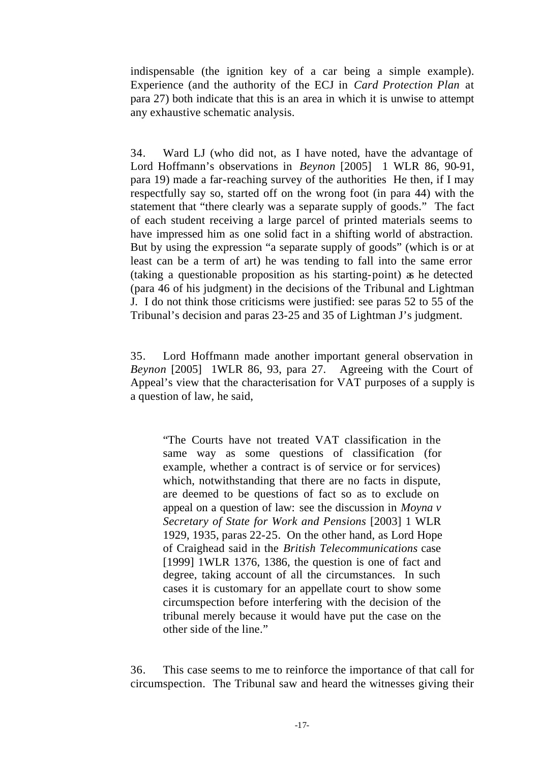indispensable (the ignition key of a car being a simple example). Experience (and the authority of the ECJ in *Card Protection Plan* at para 27) both indicate that this is an area in which it is unwise to attempt any exhaustive schematic analysis.

34. Ward LJ (who did not, as I have noted, have the advantage of Lord Hoffmann's observations in *Beynon* [2005] 1 WLR 86, 90-91, para 19) made a far-reaching survey of the authorities He then, if I may respectfully say so, started off on the wrong foot (in para 44) with the statement that "there clearly was a separate supply of goods." The fact of each student receiving a large parcel of printed materials seems to have impressed him as one solid fact in a shifting world of abstraction. But by using the expression "a separate supply of goods" (which is or at least can be a term of art) he was tending to fall into the same error (taking a questionable proposition as his starting-point) as he detected (para 46 of his judgment) in the decisions of the Tribunal and Lightman J. I do not think those criticisms were justified: see paras 52 to 55 of the Tribunal's decision and paras 23-25 and 35 of Lightman J's judgment.

35. Lord Hoffmann made another important general observation in *Beynon* [2005] 1WLR 86, 93, para 27. Agreeing with the Court of Appeal's view that the characterisation for VAT purposes of a supply is a question of law, he said,

> "The Courts have not treated VAT classification in the same way as some questions of classification (for example, whether a contract is of service or for services) which, notwithstanding that there are no facts in dispute, are deemed to be questions of fact so as to exclude on appeal on a question of law: see the discussion in *Moyna v Secretary of State for Work and Pensions* [2003] 1 WLR 1929, 1935, paras 22-25. On the other hand, as Lord Hope of Craighead said in the *British Telecommunications* case [1999] 1WLR 1376, 1386, the question is one of fact and degree, taking account of all the circumstances. In such cases it is customary for an appellate court to show some circumspection before interfering with the decision of the tribunal merely because it would have put the case on the other side of the line."

36. This case seems to me to reinforce the importance of that call for circumspection. The Tribunal saw and heard the witnesses giving their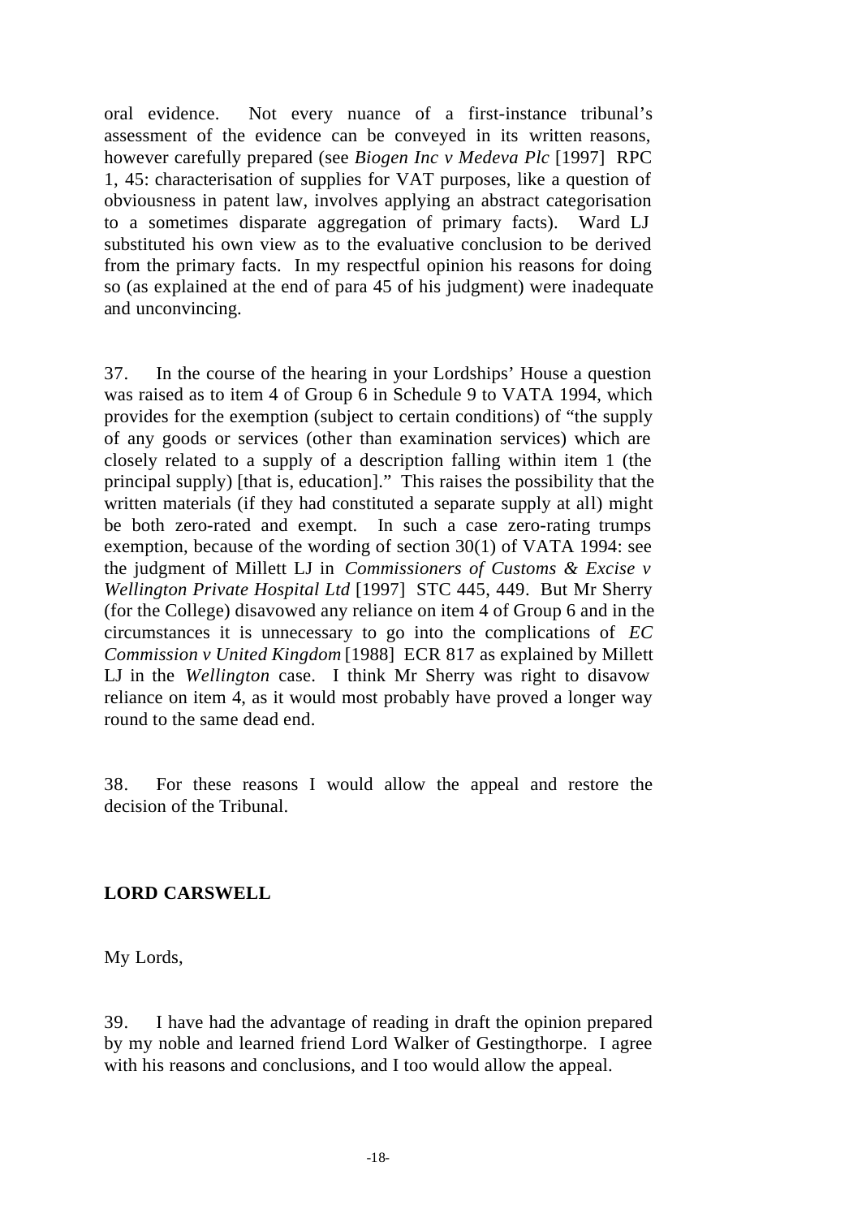oral evidence. Not every nuance of a first-instance tribunal's assessment of the evidence can be conveyed in its written reasons, however carefully prepared (see *Biogen Inc v Medeva Plc* [1997] RPC 1, 45: characterisation of supplies for VAT purposes, like a question of obviousness in patent law, involves applying an abstract categorisation to a sometimes disparate aggregation of primary facts). Ward LJ substituted his own view as to the evaluative conclusion to be derived from the primary facts. In my respectful opinion his reasons for doing so (as explained at the end of para 45 of his judgment) were inadequate and unconvincing.

37. In the course of the hearing in your Lordships' House a question was raised as to item 4 of Group 6 in Schedule 9 to VATA 1994, which provides for the exemption (subject to certain conditions) of "the supply of any goods or services (other than examination services) which are closely related to a supply of a description falling within item 1 (the principal supply) [that is, education]." This raises the possibility that the written materials (if they had constituted a separate supply at all) might be both zero-rated and exempt. In such a case zero-rating trumps exemption, because of the wording of section 30(1) of VATA 1994: see the judgment of Millett LJ in *Commissioners of Customs & Excise v Wellington Private Hospital Ltd* [1997] STC 445, 449. But Mr Sherry (for the College) disavowed any reliance on item 4 of Group 6 and in the circumstances it is unnecessary to go into the complications of *EC Commission v United Kingdom* [1988] ECR 817 as explained by Millett LJ in the *Wellington* case. I think Mr Sherry was right to disavow reliance on item 4, as it would most probably have proved a longer way round to the same dead end.

38. For these reasons I would allow the appeal and restore the decision of the Tribunal.

**LORD CARSWELL**

My Lords,

39. I have had the advantage of reading in draft the opinion prepared by my noble and learned friend Lord Walker of Gestingthorpe. I agree with his reasons and conclusions, and I too would allow the appeal.